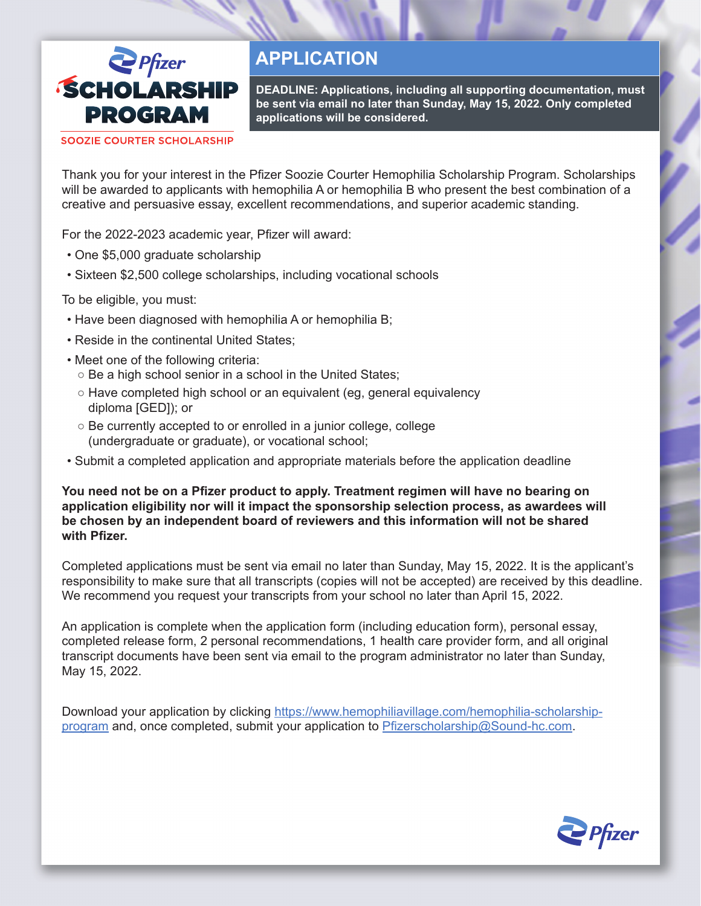# Pfizer SCHOLARSHIP PROGRAM

SOOZIE COURTER SCHOLARSHIP

## APPLICATION

**DEADLINE: Applications, including all supporting documentation, must be sent via email no later than Sunday, May 15, 2022. Only completed applications will be considered.**

Thank you for your interest in the Pfizer Soozie Courter Hemophilia Scholarship Program. Scholarships will be awarded to applicants with hemophilia A or hemophilia B who present the best combination of a creative and persuasive essay, excellent recommendations, and superior academic standing.

For the 2022-2023 academic year, Pfizer will award:

- One $5,000 graduate scholarship
- Sixteen $2,500 college scholarships, including vocational schools

To be eligible, you must:

- Have been diagnosed with hemophilia A or hemophilia B;
- Reside in the continental United States;
- Meet one of the following criteria:
  - Be a high school senior in a school in the United States;
  - Have completed high school or an equivalent (eg, general equivalency diploma [GED]); or
  - Be currently accepted to or enrolled in a junior college, college (undergraduate or graduate), or vocational school;
- Submit a completed application and appropriate materials before the application deadline

**You need not be on a Pfizer product to apply. Treatment regimen will have no bearing on application eligibility nor will it impact the sponsorship selection process, as awardees will be chosen by an independent board of reviewers and this information will not be shared with Pfizer.**

Completed applications must be sent via email no later than Sunday, May 15, 2022. It is the applicant's responsibility to make sure that all transcripts (copies will not be accepted) are received by this deadline. We recommend you request your transcripts from your school no later than April 15, 2022.

An application is complete when the application form (including education form), personal essay, completed release form, 2 personal recommendations, 1 health care provider form, and all original transcript documents have been sent via email to the program administrator no later than Sunday, May 15, 2022.

Download your application by clicking [https://www.hemophiliavillage.com/hemophilia-scholarship-program](https://www.hemophiliavillage.com/hemophilia-scholarship-program) and, once completed, submit your application to [Pfizerscholarship@Sound-hc.com](mailto:Pfizerscholarship@Sound-hc.com).

Pfizer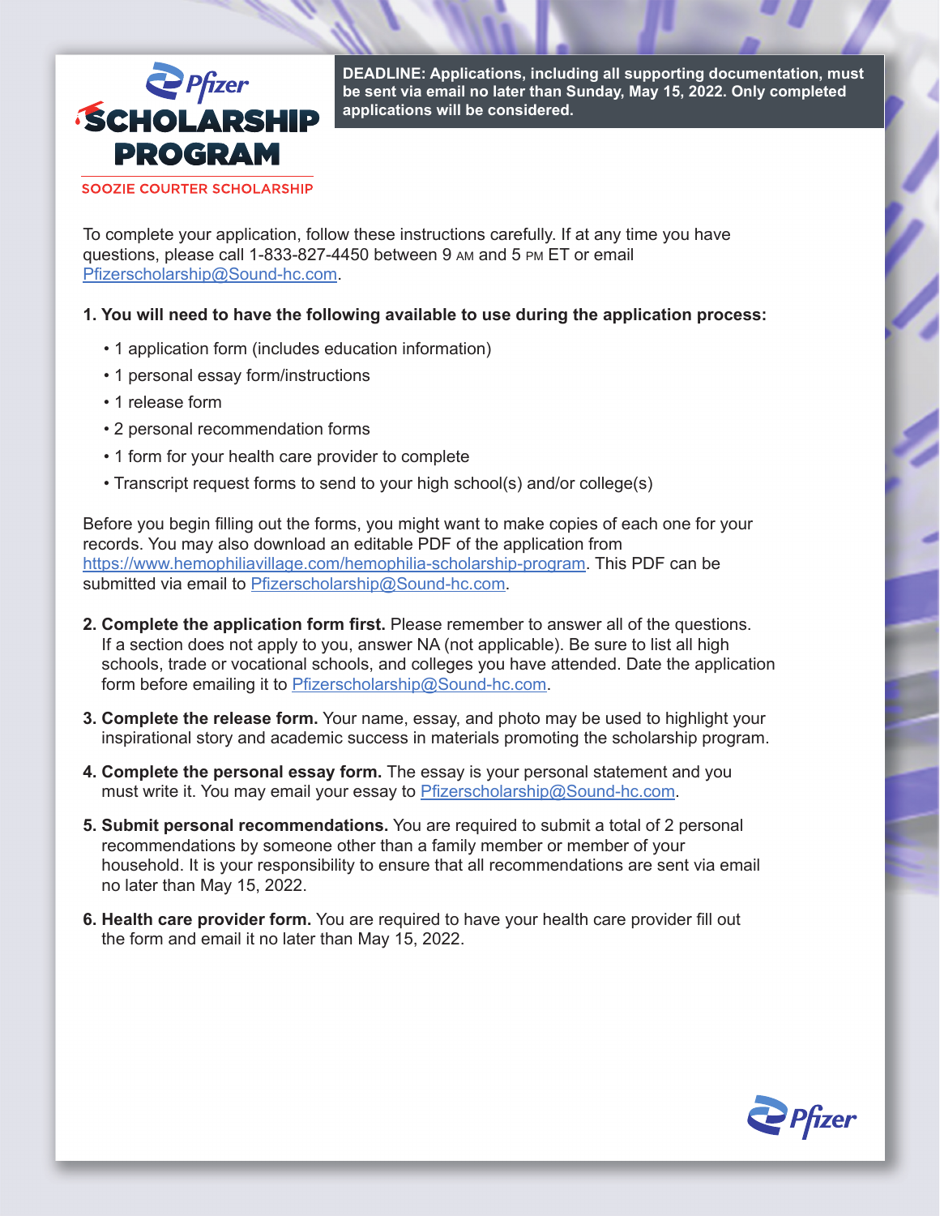# Pfizer SCHOLARSHIP PROGRAM

SOOZIE COURTER SCHOLARSHIP

**DEADLINE: Applications, including all supporting documentation, must be sent via email no later than Sunday, May 15, 2022. Only completed applications will be considered.**

To complete your application, follow these instructions carefully. If at any time you have questions, please call 1-833-827-4450 between 9 AM and 5 PM ET or email Pfizerscholarship@Sound-hc.com.

**1. You will need to have the following available to use during the application process:**

- 1 application form (includes education information)
- 1 personal essay form/instructions
- 1 release form
- 2 personal recommendation forms
- 1 form for your health care provider to complete
- Transcript request forms to send to your high school(s) and/or college(s)

Before you begin filling out the forms, you might want to make copies of each one for your records. You may also download an editable PDF of the application from https://www.hemophiliavillage.com/hemophilia-scholarship-program. This PDF can be submitted via email to Pfizerscholarship@Sound-hc.com.

**2. Complete the application form first.** Please remember to answer all of the questions. If a section does not apply to you, answer NA (not applicable). Be sure to list all high schools, trade or vocational schools, and colleges you have attended. Date the application form before emailing it to Pfizerscholarship@Sound-hc.com.

**3. Complete the release form.** Your name, essay, and photo may be used to highlight your inspirational story and academic success in materials promoting the scholarship program.

**4. Complete the personal essay form.** The essay is your personal statement and you must write it. You may email your essay to Pfizerscholarship@Sound-hc.com.

**5. Submit personal recommendations.** You are required to submit a total of 2 personal recommendations by someone other than a family member or member of your household. It is your responsibility to ensure that all recommendations are sent via email no later than May 15, 2022.

**6. Health care provider form.** You are required to have your health care provider fill out the form and email it no later than May 15, 2022.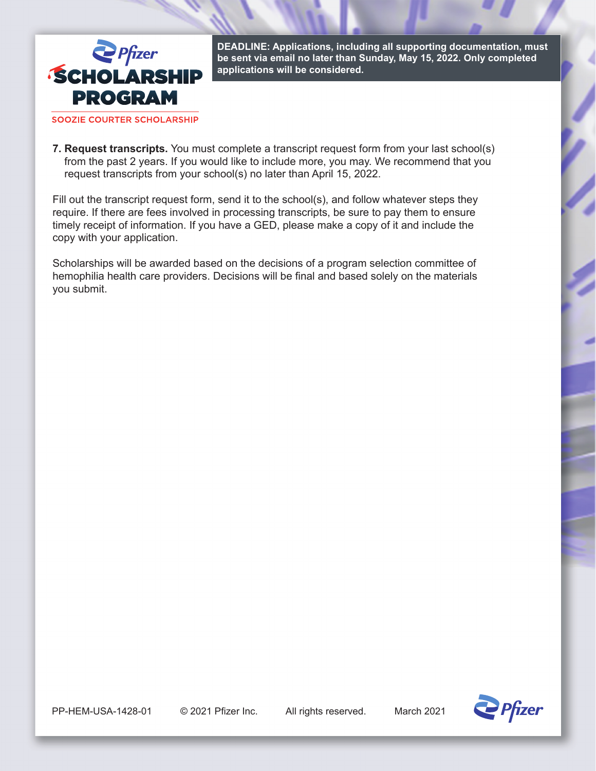**DEADLINE: Applications, including all supporting documentation, must be sent via email no later than Sunday, May 15, 2022. Only completed applications will be considered.**

7. **Request transcripts.** You must complete a transcript request form from your last school(s) from the past 2 years. If you would like to include more, you may. We recommend that you request transcripts from your school(s) no later than April 15, 2022.

Fill out the transcript request form, send it to the school(s), and follow whatever steps they require. If there are fees involved in processing transcripts, be sure to pay them to ensure timely receipt of information. If you have a GED, please make a copy of it and include the copy with your application.

Scholarships will be awarded based on the decisions of a program selection committee of hemophilia health care providers. Decisions will be final and based solely on the materials you submit.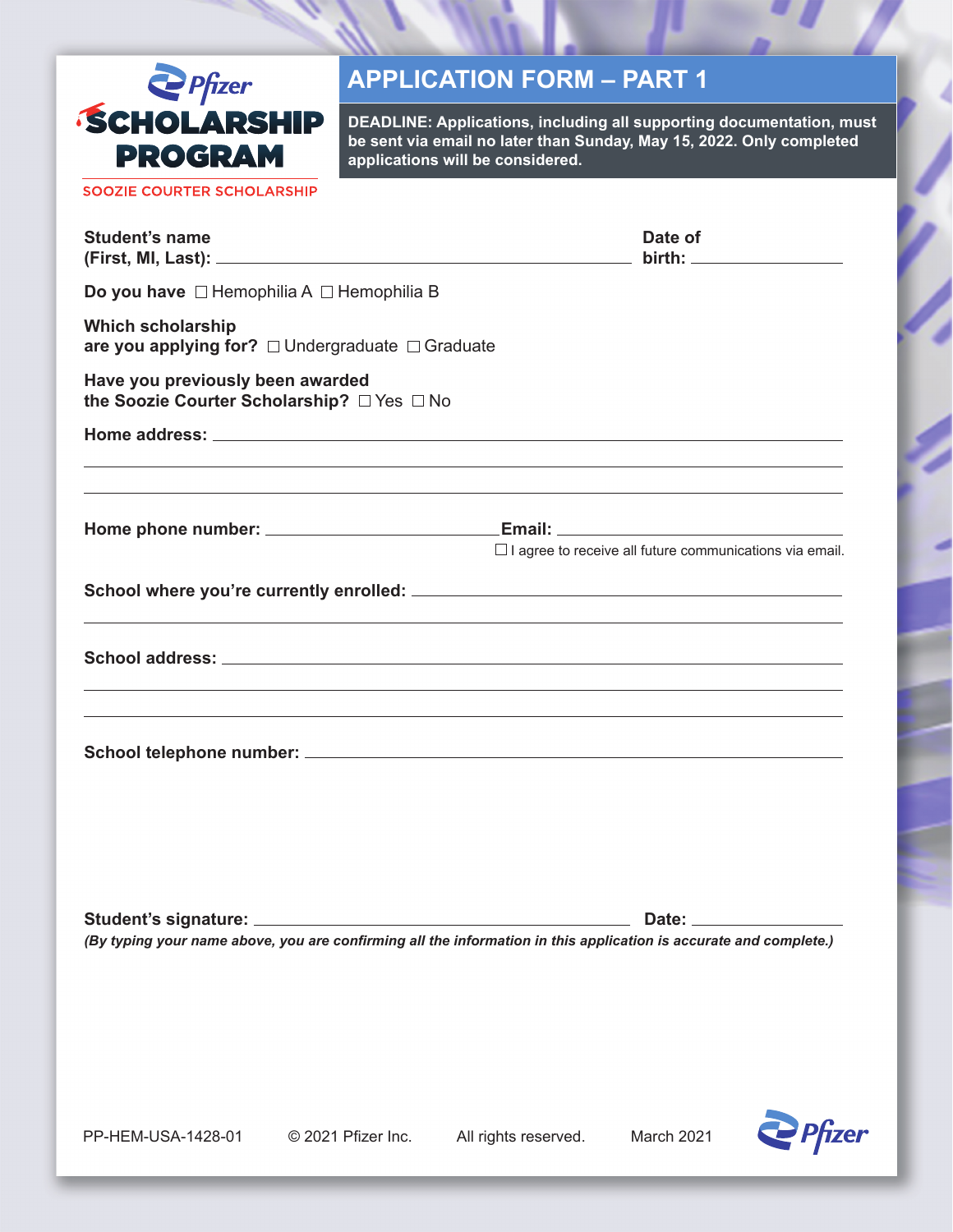Pfizer

**SCHOLARSHIP PROGRAM**

SOOZIE COURTER SCHOLARSHIP

# APPLICATION FORM – PART 1

**DEADLINE: Applications, including all supporting documentation, must be sent via email no later than Sunday, May 15, 2022. Only completed applications will be considered.**

**Student's name (First, MI, Last):** ______________________________ **Date of birth:** ______________

**Do you have** ☐ Hemophilia A ☐ Hemophilia B

**Which scholarship are you applying for?** ☐ Undergraduate ☐ Graduate

**Have you previously been awarded the Soozie Courter Scholarship?** ☐ Yes ☐ No

**Home address:** ______________________________________________

______________________________________________

______________________________________________

**Home phone number:** ______________________ **Email:** ______________________

☐ I agree to receive all future communications via email.

**School where you're currently enrolled:** ______________________________________________

______________________________________________

**School address:** ______________________________________________

______________________________________________

______________________________________________

**School telephone number:** ______________________________________________

**Student's signature:** ______________________________ **Date:** ______________

*(By typing your name above, you are confirming all the information in this application is accurate and complete.)*

PP-HEM-USA-1428-01 © 2021 Pfizer Inc. All rights reserved. March 2021

Pfizer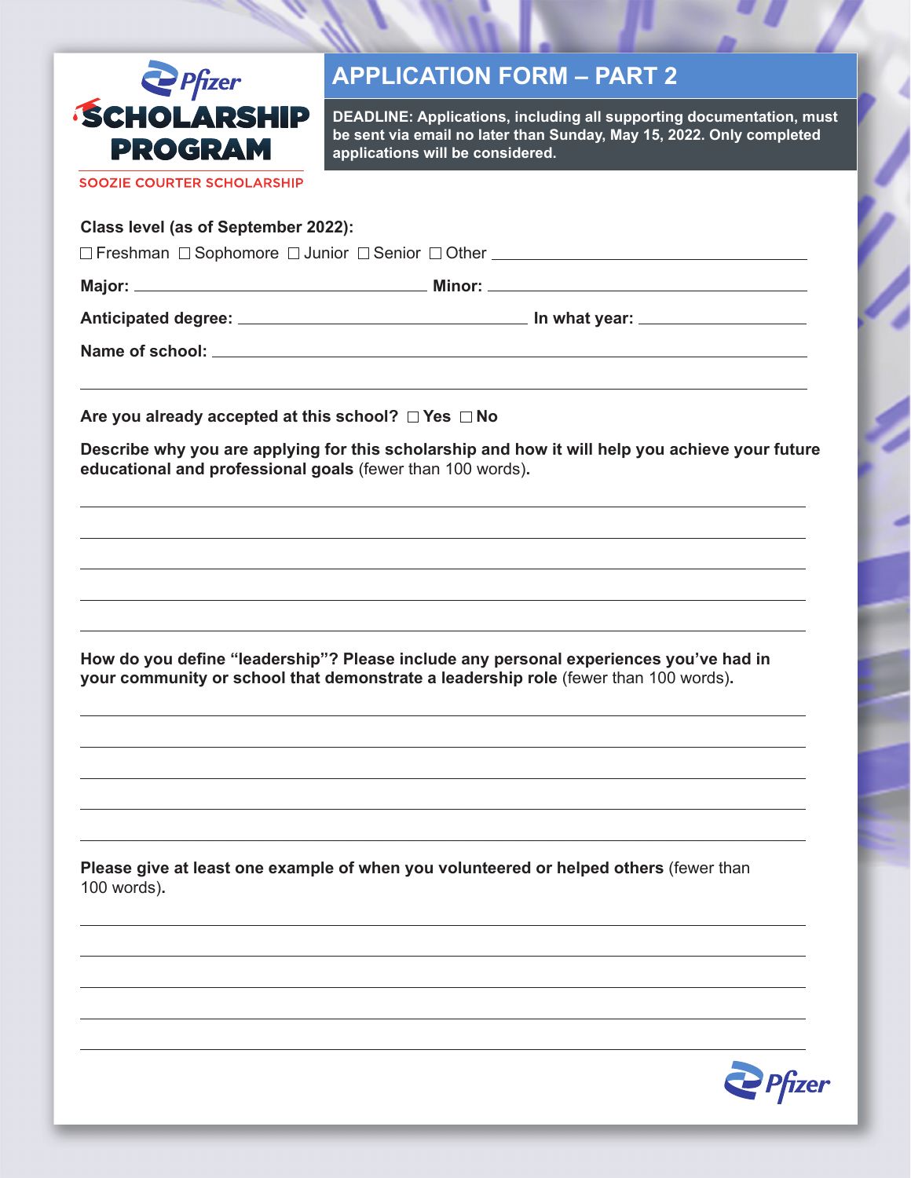Pfizer

# SCHOLARSHIP PROGRAM

SOOZIE COURTER SCHOLARSHIP

## APPLICATION FORM – PART 2

**DEADLINE: Applications, including all supporting documentation, must be sent via email no later than Sunday, May 15, 2022. Only completed applications will be considered.**

**Class level (as of September 2022):**

☐ Freshman ☐ Sophomore ☐ Junior ☐ Senior ☐ Other ______________________________

**Major:** ______________________________ **Minor:** ______________________________

**Anticipated degree:** ______________________________ **In what year:** ______________

**Name of school:** ______________________________________________________________

_________________________________________________________________________________

**Are you already accepted at this school?** ☐ **Yes** ☐ **No**

**Describe why you are applying for this scholarship and how it will help you achieve your future educational and professional goals** (fewer than 100 words)**.**

_________________________________________________________________________________

_________________________________________________________________________________

_________________________________________________________________________________

_________________________________________________________________________________

_________________________________________________________________________________

**How do you define "leadership"? Please include any personal experiences you've had in your community or school that demonstrate a leadership role** (fewer than 100 words)**.**

_________________________________________________________________________________

_________________________________________________________________________________

_________________________________________________________________________________

_________________________________________________________________________________

_________________________________________________________________________________

**Please give at least one example of when you volunteered or helped others** (fewer than 100 words)**.**

_________________________________________________________________________________

_________________________________________________________________________________

_________________________________________________________________________________

_________________________________________________________________________________

_________________________________________________________________________________

Pfizer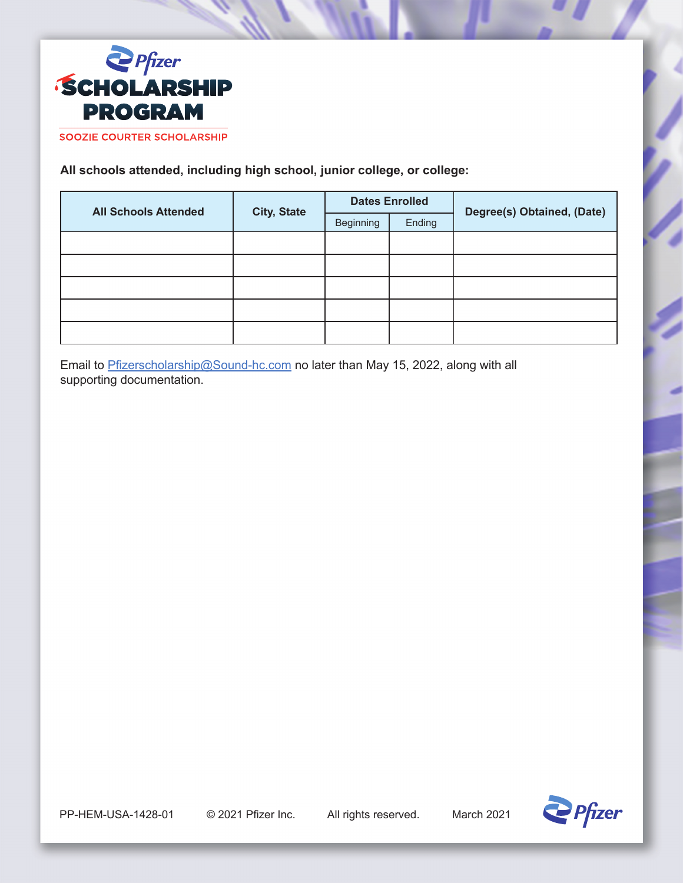# Pfizer SCHOLARSHIP PROGRAM

SOOZIE COURTER SCHOLARSHIP

**All schools attended, including high school, junior college, or college:**

| All Schools Attended | City, State | Dates Enrolled | | Degree(s) Obtained, (Date) |
|---|---|---|---|---|
| | | Beginning | Ending | |
| | | | | |
| | | | | |
| | | | | |
| | | | | |
| | | | | |

Email to Pfizerscholarship@Sound-hc.com no later than May 15, 2022, along with all supporting documentation.

PP-HEM-USA-1428-01 © 2021 Pfizer Inc. All rights reserved. March 2021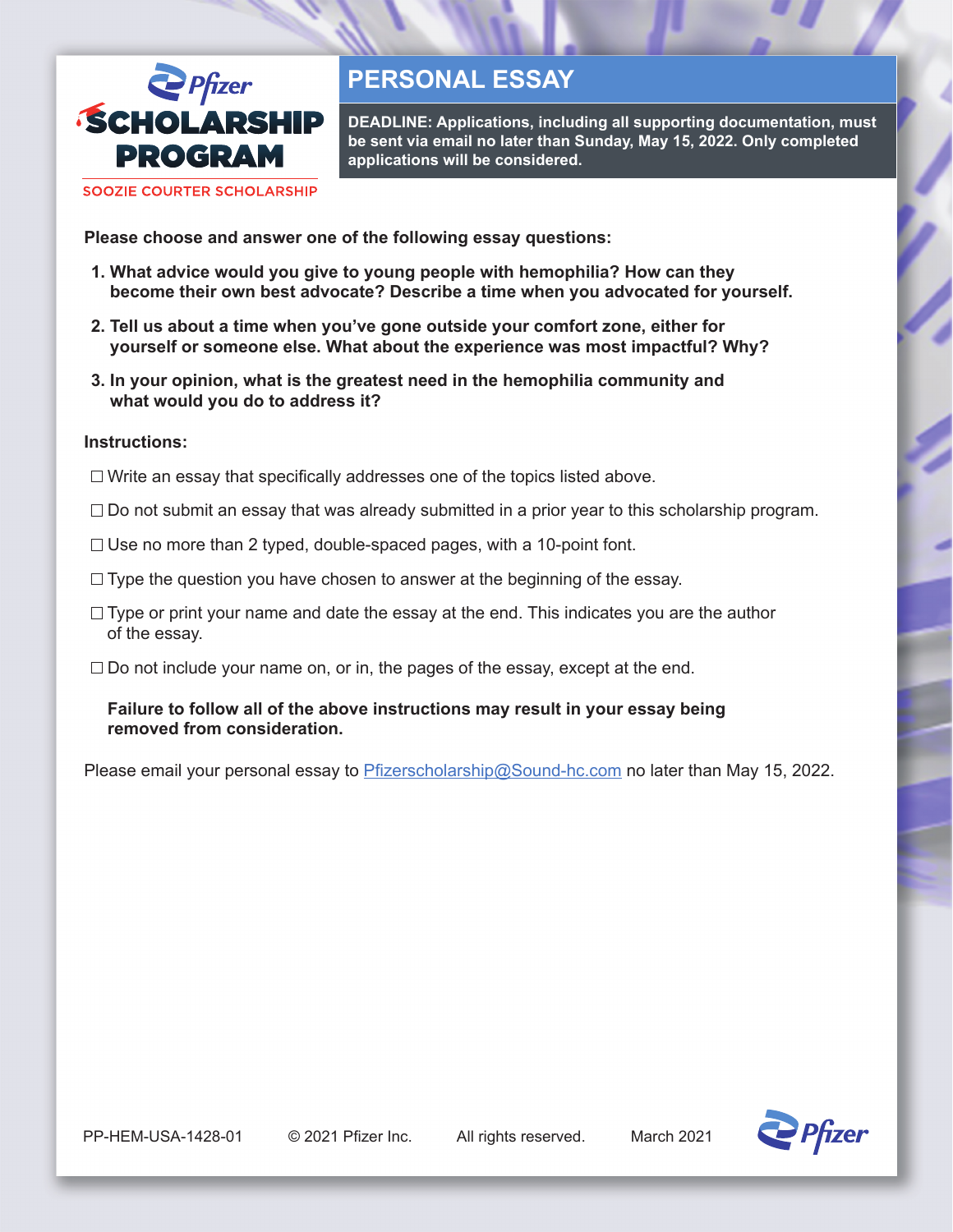Pfizer

# SCHOLARSHIP PROGRAM

SOOZIE COURTER SCHOLARSHIP

## PERSONAL ESSAY

**DEADLINE: Applications, including all supporting documentation, must be sent via email no later than Sunday, May 15, 2022. Only completed applications will be considered.**

**Please choose and answer one of the following essay questions:**

1. **What advice would you give to young people with hemophilia? How can they become their own best advocate? Describe a time when you advocated for yourself.**
2. **Tell us about a time when you've gone outside your comfort zone, either for yourself or someone else. What about the experience was most impactful? Why?**
3. **In your opinion, what is the greatest need in the hemophilia community and what would you do to address it?**

**Instructions:**

- ☐ Write an essay that specifically addresses one of the topics listed above.
- ☐ Do not submit an essay that was already submitted in a prior year to this scholarship program.
- ☐ Use no more than 2 typed, double-spaced pages, with a 10-point font.
- ☐ Type the question you have chosen to answer at the beginning of the essay.
- ☐ Type or print your name and date the essay at the end. This indicates you are the author of the essay.
- ☐ Do not include your name on, or in, the pages of the essay, except at the end.

**Failure to follow all of the above instructions may result in your essay being removed from consideration.**

Please email your personal essay to Pfizerscholarship@Sound-hc.com no later than May 15, 2022.

PP-HEM-USA-1428-01 © 2021 Pfizer Inc. All rights reserved. March 2021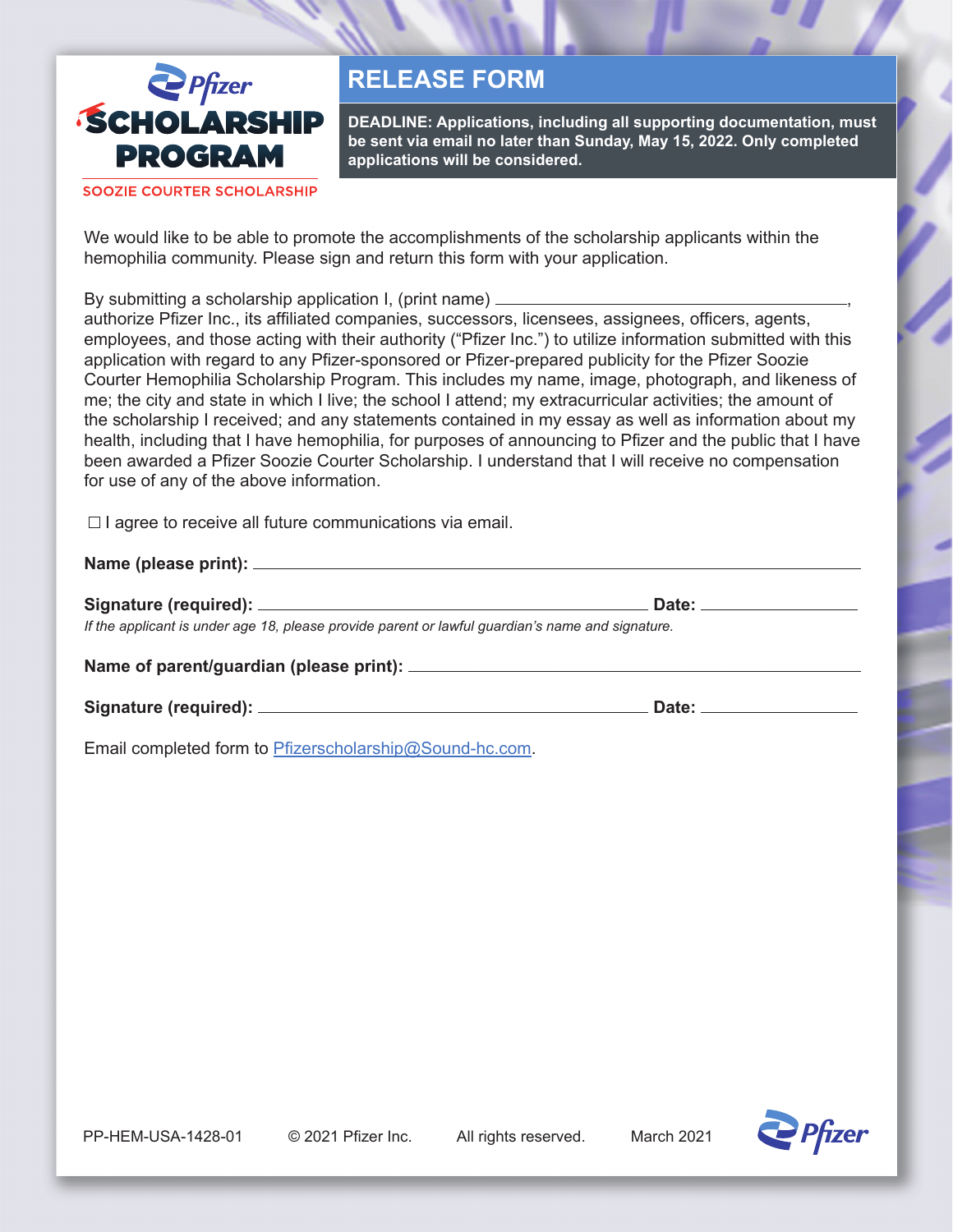Pfizer

**SCHOLARSHIP PROGRAM**

SOOZIE COURTER SCHOLARSHIP

# RELEASE FORM

**DEADLINE: Applications, including all supporting documentation, must be sent via email no later than Sunday, May 15, 2022. Only completed applications will be considered.**

We would like to be able to promote the accomplishments of the scholarship applicants within the hemophilia community. Please sign and return this form with your application.

By submitting a scholarship application I, (print name) ________________________________________, authorize Pfizer Inc., its affiliated companies, successors, licensees, assignees, officers, agents, employees, and those acting with their authority ("Pfizer Inc.") to utilize information submitted with this application with regard to any Pfizer-sponsored or Pfizer-prepared publicity for the Pfizer Soozie Courter Hemophilia Scholarship Program. This includes my name, image, photograph, and likeness of me; the city and state in which I live; the school I attend; my extracurricular activities; the amount of the scholarship I received; and any statements contained in my essay as well as information about my health, including that I have hemophilia, for purposes of announcing to Pfizer and the public that I have been awarded a Pfizer Soozie Courter Scholarship. I understand that I will receive no compensation for use of any of the above information.

☐ I agree to receive all future communications via email.

**Name (please print):** ________________________________________

**Signature (required):** ________________________________________ **Date:** ________________

*If the applicant is under age 18, please provide parent or lawful guardian's name and signature.*

**Name of parent/guardian (please print):** ________________________________________

**Signature (required):** ________________________________________ **Date:** ________________

Email completed form to Pfizerscholarship@Sound-hc.com.

PP-HEM-USA-1428-01 © 2021 Pfizer Inc. All rights reserved. March 2021

Pfizer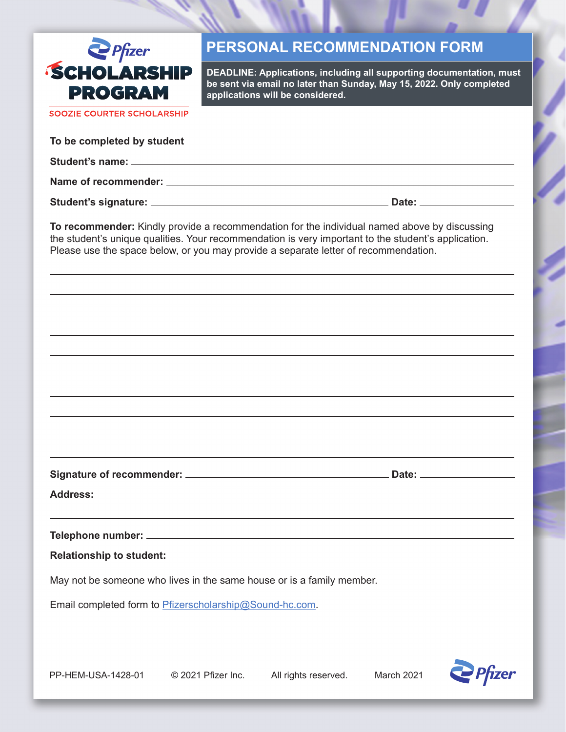Pfizer

# SCHOLARSHIP PROGRAM

SOOZIE COURTER SCHOLARSHIP

## PERSONAL RECOMMENDATION FORM

**DEADLINE: Applications, including all supporting documentation, must be sent via email no later than Sunday, May 15, 2022. Only completed applications will be considered.**

**To be completed by student**

**Student's name:** ______________________________________________

**Name of recommender:** ______________________________________________

**Student's signature:** ______________________________ **Date:** ______________

**To recommender:** Kindly provide a recommendation for the individual named above by discussing the student's unique qualities. Your recommendation is very important to the student's application. Please use the space below, or you may provide a separate letter of recommendation.

______________________________________________________________________

______________________________________________________________________

______________________________________________________________________

______________________________________________________________________

______________________________________________________________________

______________________________________________________________________

______________________________________________________________________

______________________________________________________________________

______________________________________________________________________

______________________________________________________________________

**Signature of recommender:** ______________________________ **Date:** ______________

**Address:** ______________________________________________

______________________________________________________________________

**Telephone number:** ______________________________________________

**Relationship to student:** ______________________________________________

May not be someone who lives in the same house or is a family member.

Email completed form to Pfizerscholarship@Sound-hc.com.

PP-HEM-USA-1428-01 © 2021 Pfizer Inc. All rights reserved. March 2021

Pfizer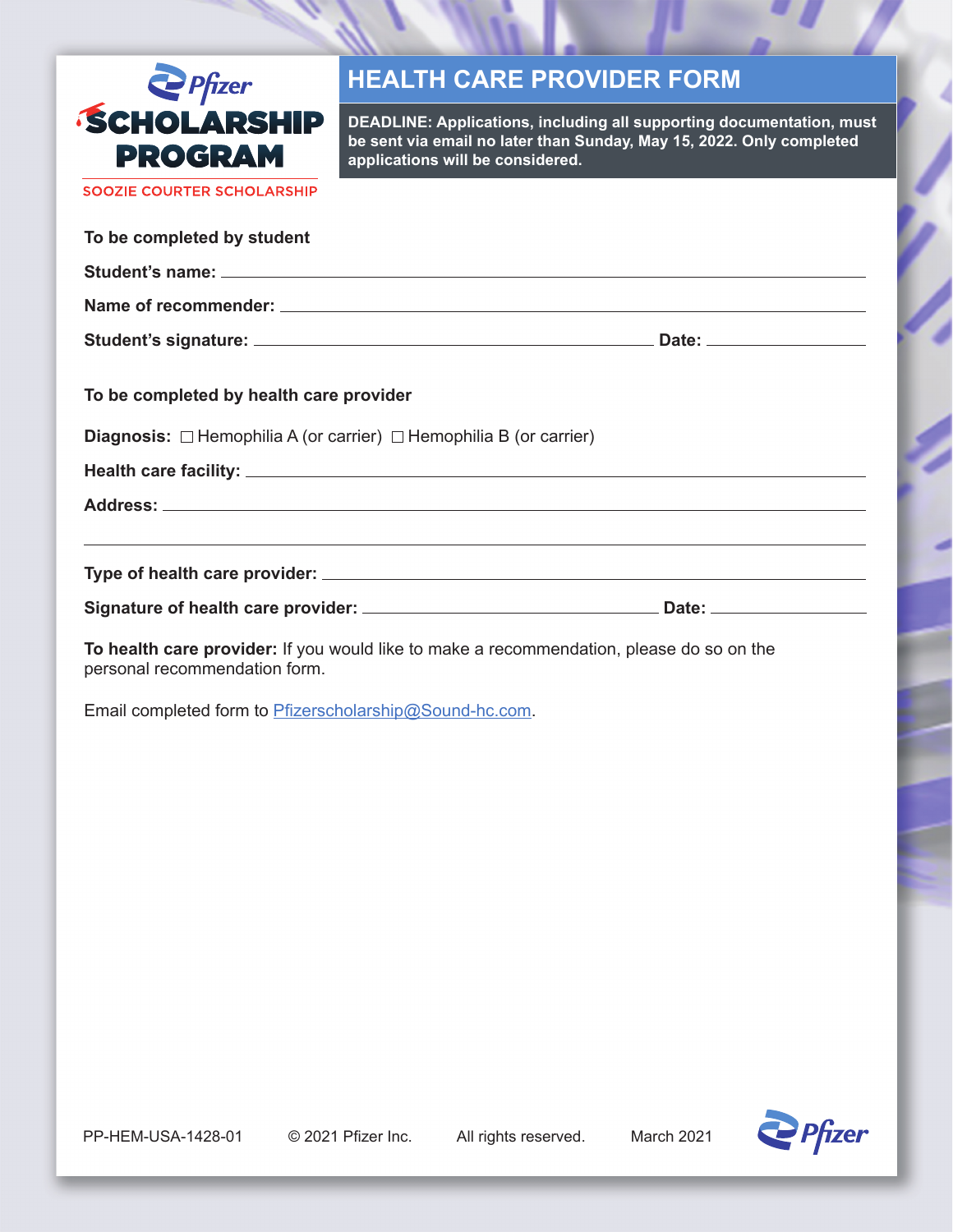**Pfizer SCHOLARSHIP PROGRAM**

SOOZIE COURTER SCHOLARSHIP

# HEALTH CARE PROVIDER FORM

**DEADLINE: Applications, including all supporting documentation, must be sent via email no later than Sunday, May 15, 2022. Only completed applications will be considered.**

**To be completed by student**

**Student's name:** ______________________________

**Name of recommender:** ______________________________

**Student's signature:** ______________________________ **Date:** ______________

**To be completed by health care provider**

**Diagnosis:** ☐ Hemophilia A (or carrier) ☐ Hemophilia B (or carrier)

**Health care facility:** ______________________________

**Address:** ______________________________

______________________________

**Type of health care provider:** ______________________________

**Signature of health care provider:** ______________________________ **Date:** ______________

**To health care provider:** If you would like to make a recommendation, please do so on the personal recommendation form.

Email completed form to Pfizerscholarship@Sound-hc.com.

PP-HEM-USA-1428-01 © 2021 Pfizer Inc. All rights reserved. March 2021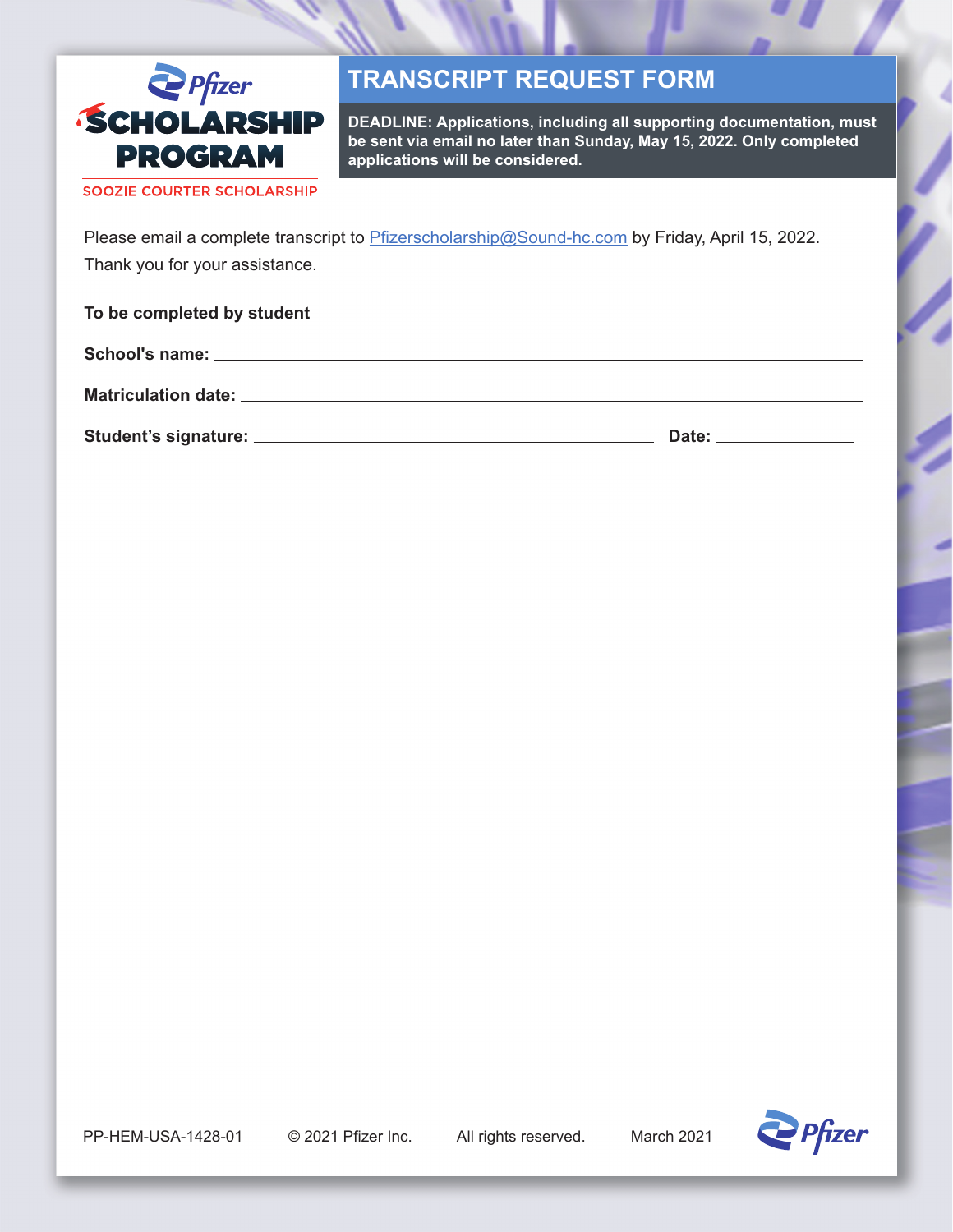Pfizer

**SCHOLARSHIP PROGRAM**

SOOZIE COURTER SCHOLARSHIP

# TRANSCRIPT REQUEST FORM

**DEADLINE: Applications, including all supporting documentation, must be sent via email no later than Sunday, May 15, 2022. Only completed applications will be considered.**

Please email a complete transcript to Pfizerscholarship@Sound-hc.com by Friday, April 15, 2022. Thank you for your assistance.

**To be completed by student**

**School's name:** ____________________________________________

**Matriculation date:** ____________________________________________

**Student's signature:** ______________________________ **Date:** ______________

PP-HEM-USA-1428-01 © 2021 Pfizer Inc. All rights reserved. March 2021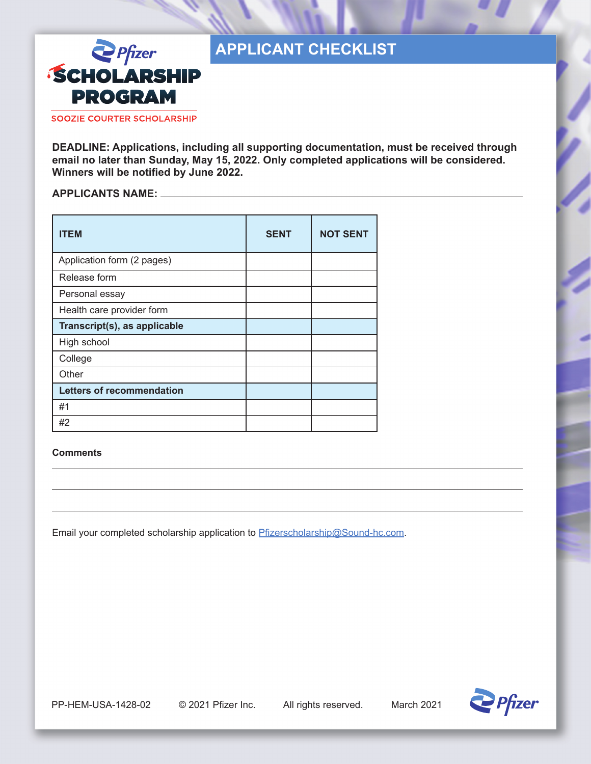Pfizer

# SCHOLARSHIP PROGRAM

SOOZIE COURTER SCHOLARSHIP

## APPLICANT CHECKLIST

**DEADLINE: Applications, including all supporting documentation, must be received through email no later than Sunday, May 15, 2022. Only completed applications will be considered. Winners will be notified by June 2022.**

**APPLICANTS NAME:** ______________________________

| ITEM | SENT | NOT SENT |
|---|---|---|
| Application form (2 pages) | | |
| Release form | | |
| Personal essay | | |
| Health care provider form | | |
| **Transcript(s), as applicable** | | |
| High school | | |
| College | | |
| Other | | |
| **Letters of recommendation** | | |
| #1 | | |
| #2 | | |

**Comments**

______________________________

______________________________

______________________________

Email your completed scholarship application to Pfizerscholarship@Sound-hc.com.

PP-HEM-USA-1428-02 © 2021 Pfizer Inc. All rights reserved. March 2021